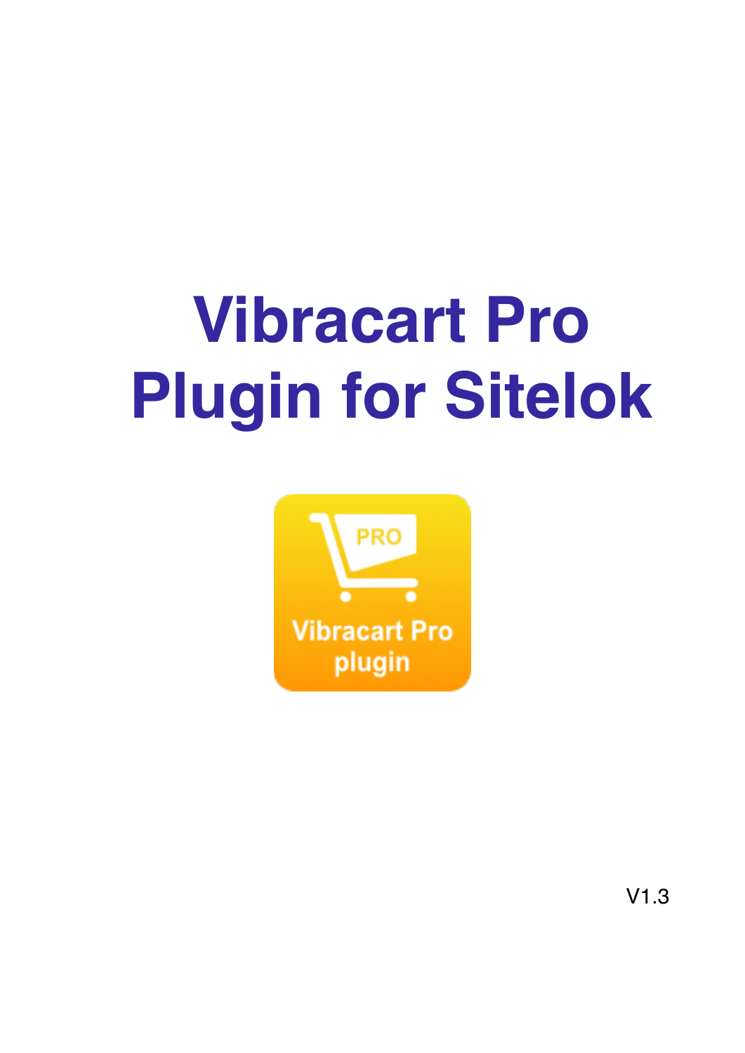# Vibracart Pro Plugin for Sitelok

V1.3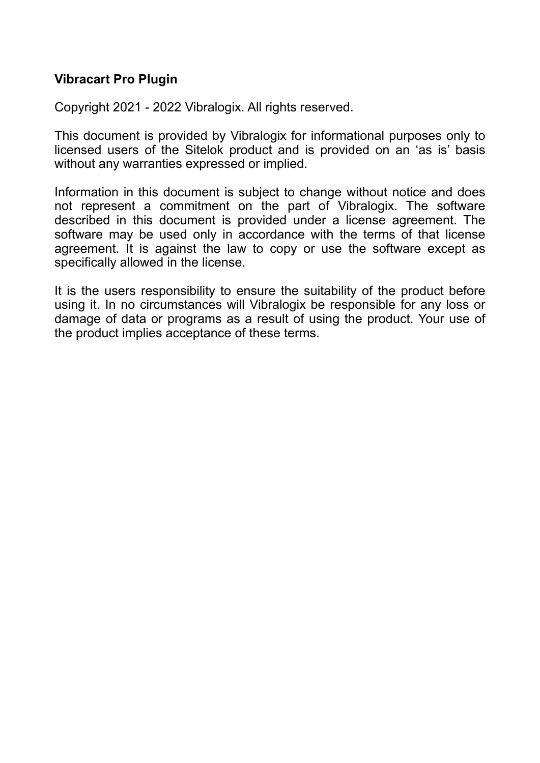**Vibracart Pro Plugin**

Copyright 2021 - 2022 Vibralogix. All rights reserved.

This document is provided by Vibralogix for informational purposes only to licensed users of the Sitelok product and is provided on an 'as is' basis without any warranties expressed or implied.

Information in this document is subject to change without notice and does not represent a commitment on the part of Vibralogix. The software described in this document is provided under a license agreement. The software may be used only in accordance with the terms of that license agreement. It is against the law to copy or use the software except as specifically allowed in the license.

It is the users responsibility to ensure the suitability of the product before using it. In no circumstances will Vibralogix be responsible for any loss or damage of data or programs as a result of using the product. Your use of the product implies acceptance of these terms.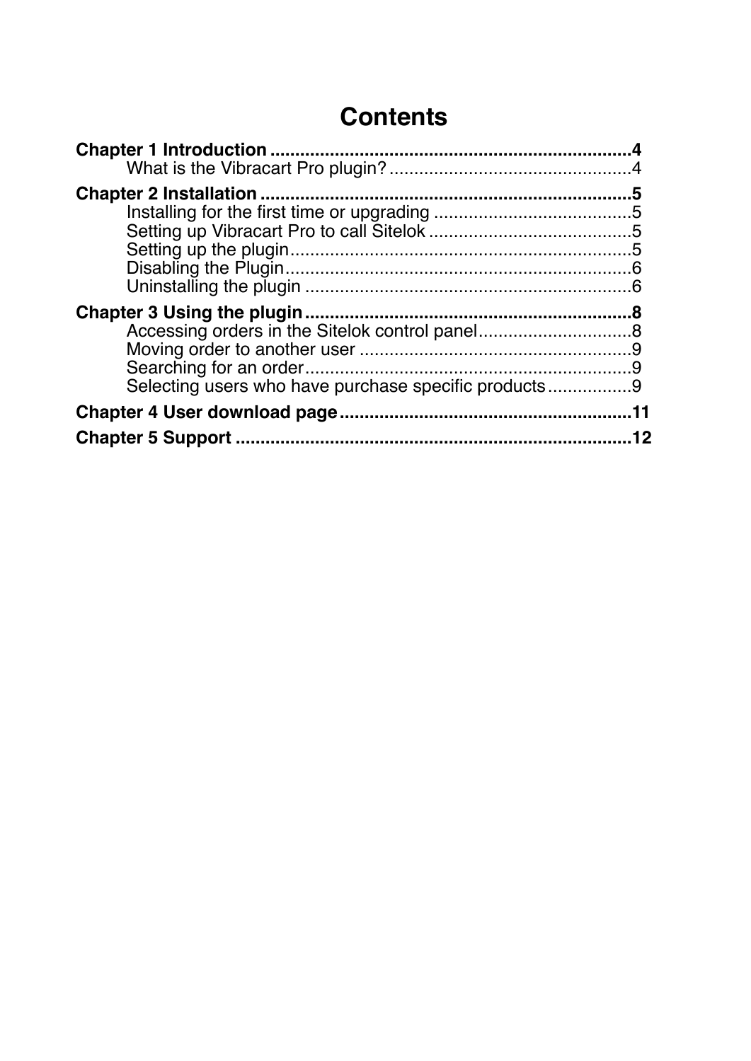# Contents

**Chapter 1 Introduction** ......................................................................... **4**
- What is the Vibracart Pro plugin? ................................................. 4

**Chapter 2 Installation** ........................................................................... **5**
- Installing for the first time or upgrading ........................................ 5
- Setting up Vibracart Pro to call Sitelok .......................................... 5
- Setting up the plugin...................................................................... 5
- Disabling the Plugin....................................................................... 6
- Uninstalling the plugin ................................................................... 6

**Chapter 3 Using the plugin** ................................................................... **8**
- Accessing orders in the Sitelok control panel................................ 8
- Moving order to another user ........................................................ 9
- Searching for an order................................................................... 9
- Selecting users who have purchase specific products................. 9

**Chapter 4 User download page** ............................................................ **11**

**Chapter 5 Support** ................................................................................. **12**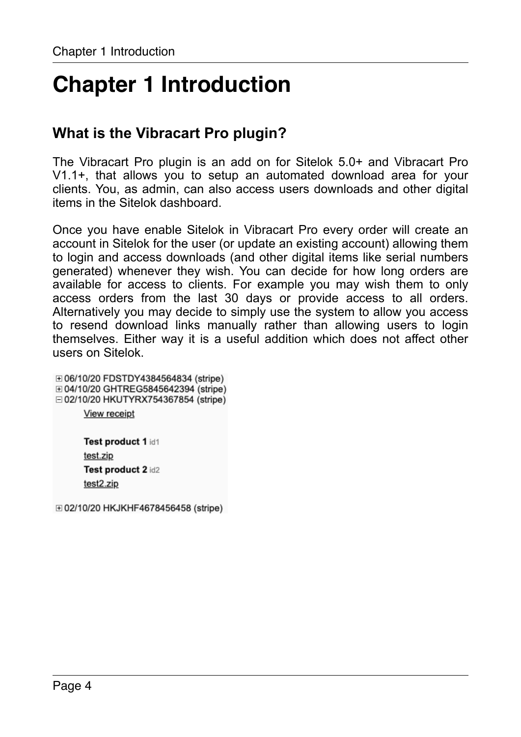# Chapter 1 Introduction

## What is the Vibracart Pro plugin?

The Vibracart Pro plugin is an add on for Sitelok 5.0+ and Vibracart Pro V1.1+, that allows you to setup an automated download area for your clients. You, as admin, can also access users downloads and other digital items in the Sitelok dashboard.

Once you have enable Sitelok in Vibracart Pro every order will create an account in Sitelok for the user (or update an existing account) allowing them to login and access downloads (and other digital items like serial numbers generated) whenever they wish. You can decide for how long orders are available for access to clients. For example you may wish them to only access orders from the last 30 days or provide access to all orders. Alternatively you may decide to simply use the system to allow you access to resend download links manually rather than allowing users to login themselves. Either way it is a useful addition which does not affect other users on Sitelok.

⊞ 06/10/20 FDSTDY4384564834 (stripe)
⊞ 04/10/20 GHTREG5845642394 (stripe)
⊟ 02/10/20 HKUTYRX754367854 (stripe)

View receipt

**Test product 1** id1
test.zip
**Test product 2** id2
test2.zip

⊞ 02/10/20 HKJKHF4678456458 (stripe)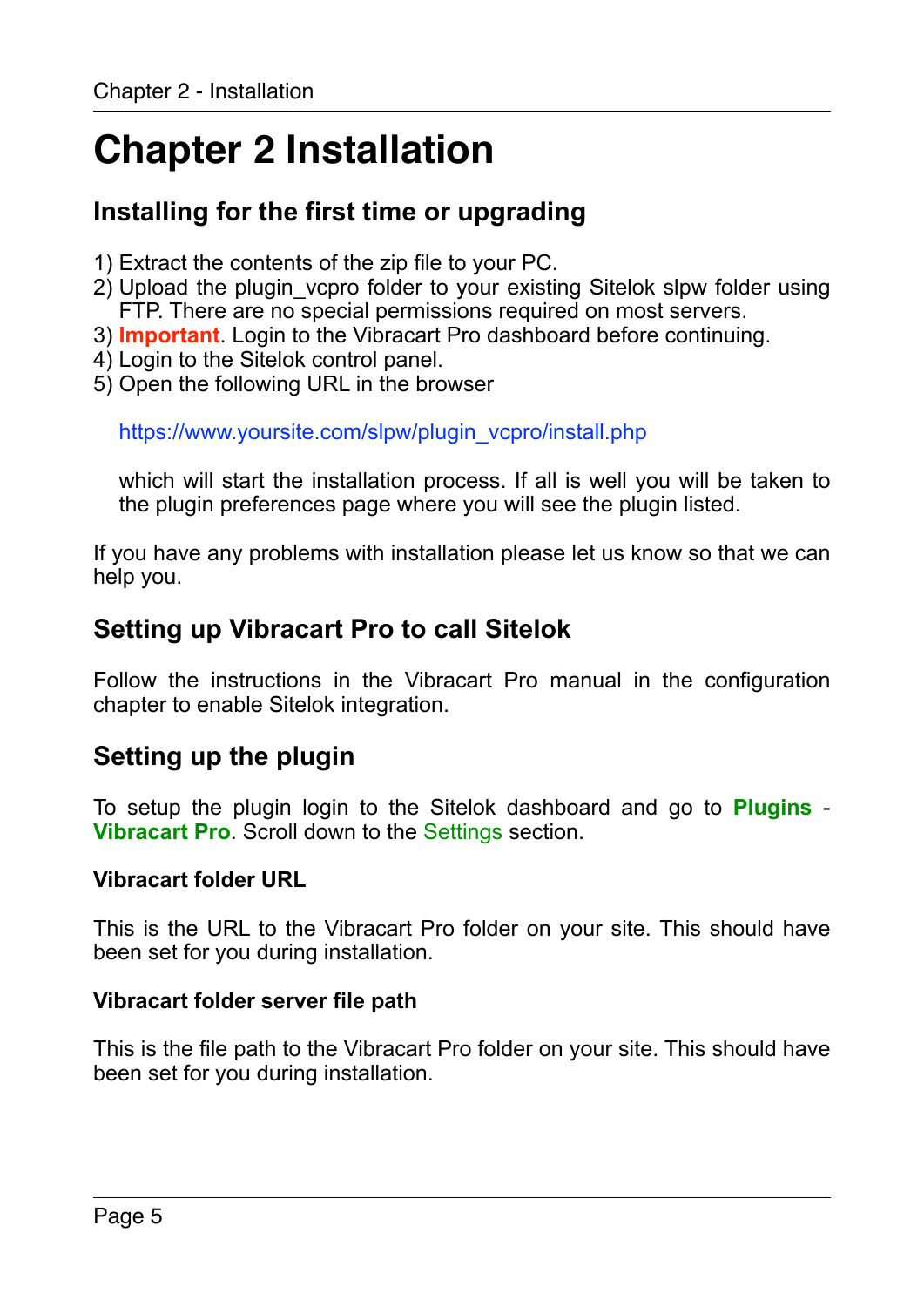# Chapter 2 Installation

## Installing for the first time or upgrading

1) Extract the contents of the zip file to your PC.
2) Upload the plugin_vcpro folder to your existing Sitelok slpw folder using FTP. There are no special permissions required on most servers.
3) **Important**. Login to the Vibracart Pro dashboard before continuing.
4) Login to the Sitelok control panel.
5) Open the following URL in the browser

   https://www.yoursite.com/slpw/plugin_vcpro/install.php

   which will start the installation process. If all is well you will be taken to the plugin preferences page where you will see the plugin listed.

If you have any problems with installation please let us know so that we can help you.

## Setting up Vibracart Pro to call Sitelok

Follow the instructions in the Vibracart Pro manual in the configuration chapter to enable Sitelok integration.

## Setting up the plugin

To setup the plugin login to the Sitelok dashboard and go to **Plugins - Vibracart Pro**. Scroll down to the Settings section.

#### Vibracart folder URL

This is the URL to the Vibracart Pro folder on your site. This should have been set for you during installation.

#### Vibracart folder server file path

This is the file path to the Vibracart Pro folder on your site. This should have been set for you during installation.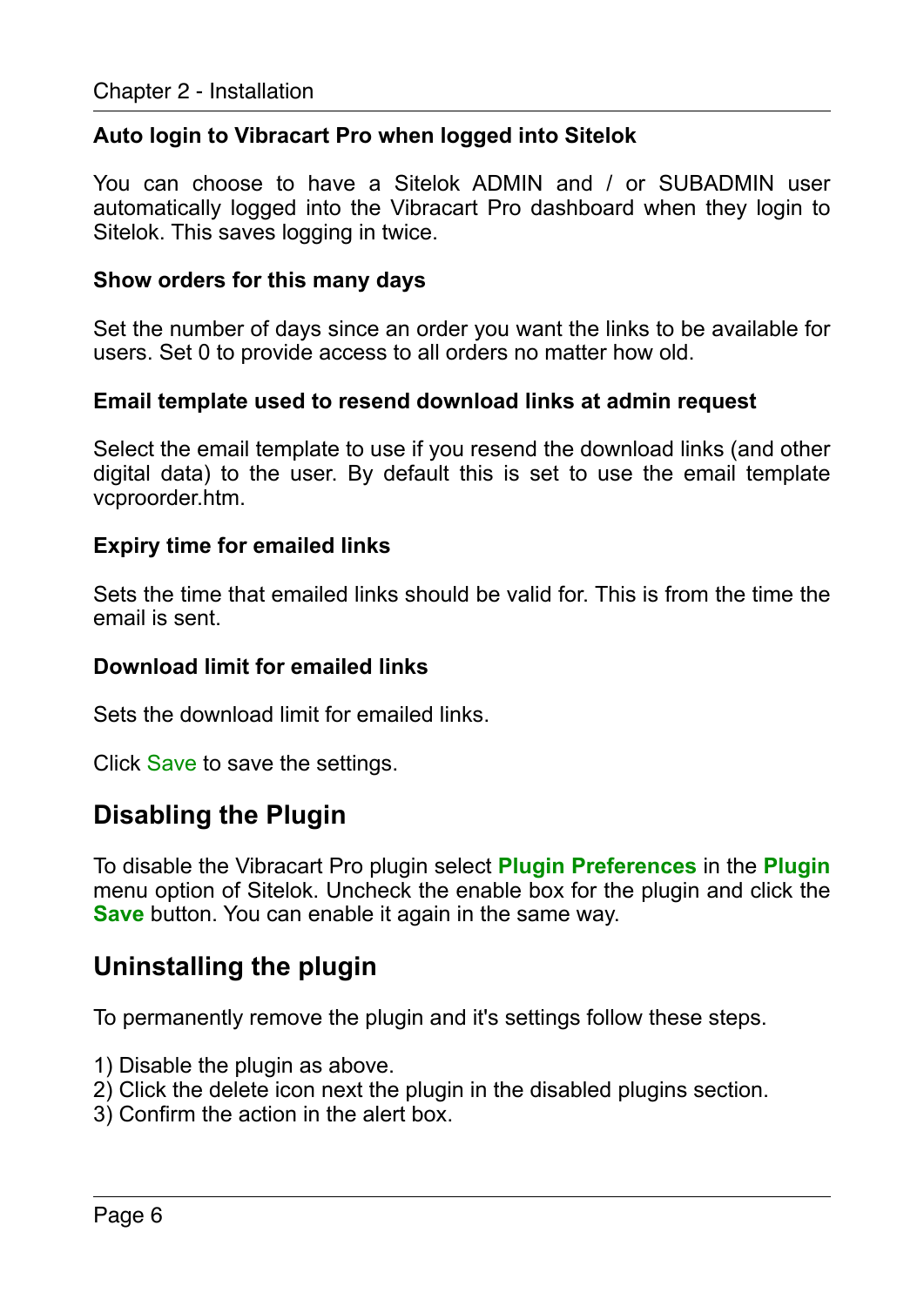### Auto login to Vibracart Pro when logged into Sitelok

You can choose to have a Sitelok ADMIN and / or SUBADMIN user automatically logged into the Vibracart Pro dashboard when they login to Sitelok. This saves logging in twice.

### Show orders for this many days

Set the number of days since an order you want the links to be available for users. Set 0 to provide access to all orders no matter how old.

### Email template used to resend download links at admin request

Select the email template to use if you resend the download links (and other digital data) to the user. By default this is set to use the email template vcproorder.htm.

### Expiry time for emailed links

Sets the time that emailed links should be valid for. This is from the time the email is sent.

### Download limit for emailed links

Sets the download limit for emailed links.

Click Save to save the settings.

## Disabling the Plugin

To disable the Vibracart Pro plugin select **Plugin Preferences** in the **Plugin** menu option of Sitelok. Uncheck the enable box for the plugin and click the **Save** button. You can enable it again in the same way.

## Uninstalling the plugin

To permanently remove the plugin and it's settings follow these steps.

1) Disable the plugin as above.
2) Click the delete icon next the plugin in the disabled plugins section.
3) Confirm the action in the alert box.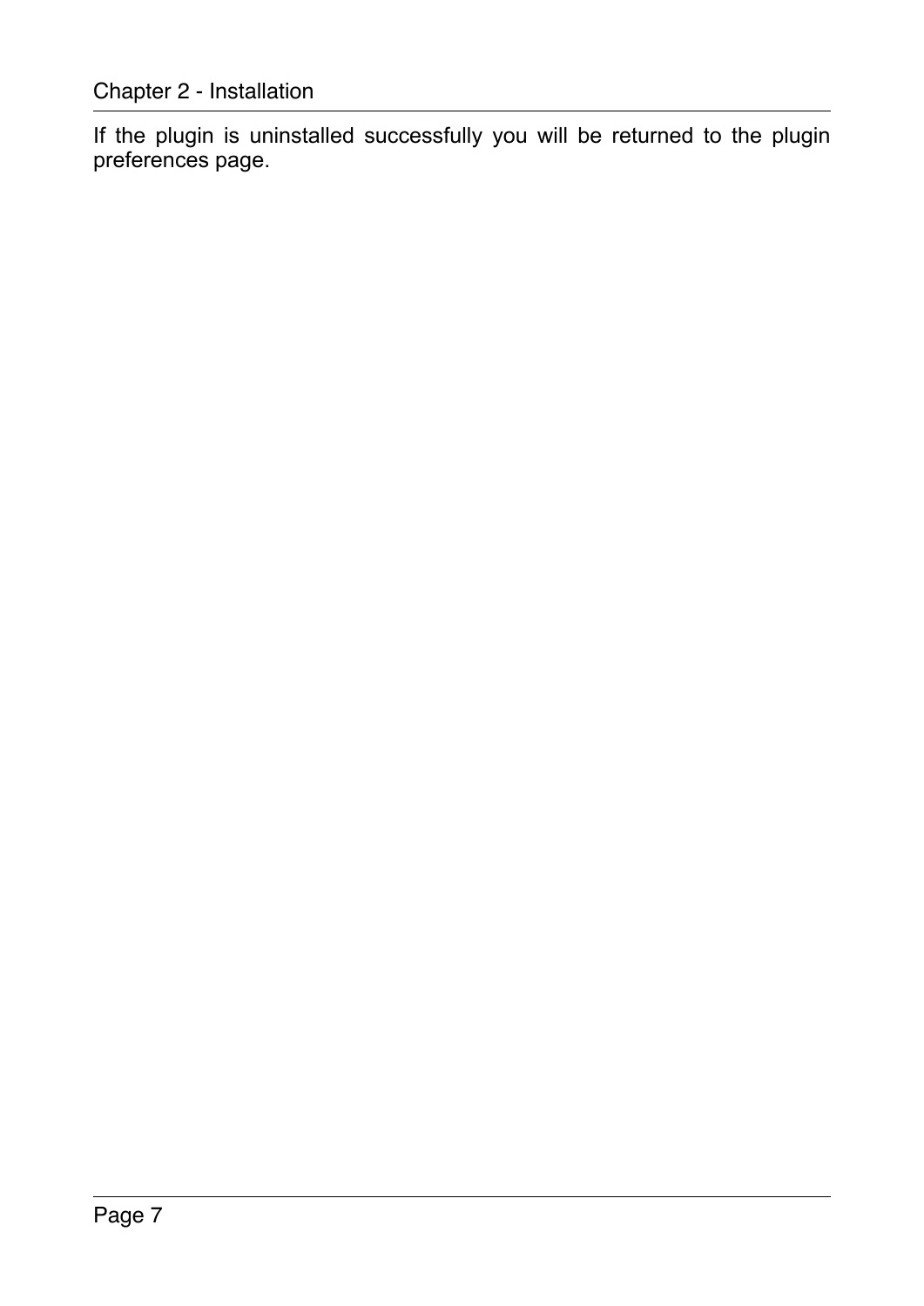If the plugin is uninstalled successfully you will be returned to the plugin preferences page.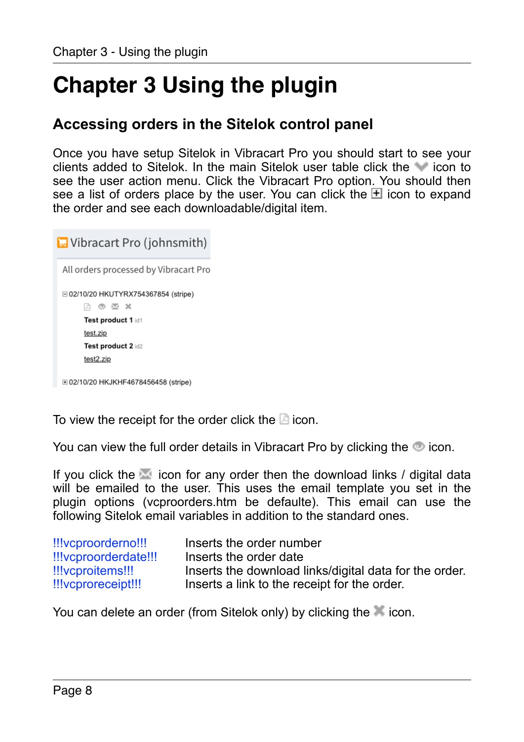# Chapter 3 Using the plugin

## Accessing orders in the Sitelok control panel

Once you have setup Sitelok in Vibracart Pro you should start to see your clients added to Sitelok. In the main Sitelok user table click the icon to see the user action menu. Click the Vibracart Pro option. You should then see a list of orders place by the user. You can click the icon to expand the order and see each downloadable/digital item.

Vibracart Pro (johnsmith)

All orders processed by Vibracart Pro

⊟ 02/10/20 HKUTYRX754367854 (stripe)

**Test product 1** id1

test.zip

**Test product 2** id2

test2.zip

⊞ 02/10/20 HKJKHF4678456458 (stripe)

To view the receipt for the order click the icon.

You can view the full order details in Vibracart Pro by clicking the icon.

If you click the icon for any order then the download links / digital data will be emailed to the user. This uses the email template you set in the plugin options (vcproorders.htm be defaulte). This email can use the following Sitelok email variables in addition to the standard ones.

| | |
|---|---|
| !!!vcproorderno!!! | Inserts the order number |
| !!!vcproorderdate!!! | Inserts the order date |
| !!!vcproitems!!! | Inserts the download links/digital data for the order. |
| !!!vcproreceipt!!! | Inserts a link to the receipt for the order. |

You can delete an order (from Sitelok only) by clicking the icon.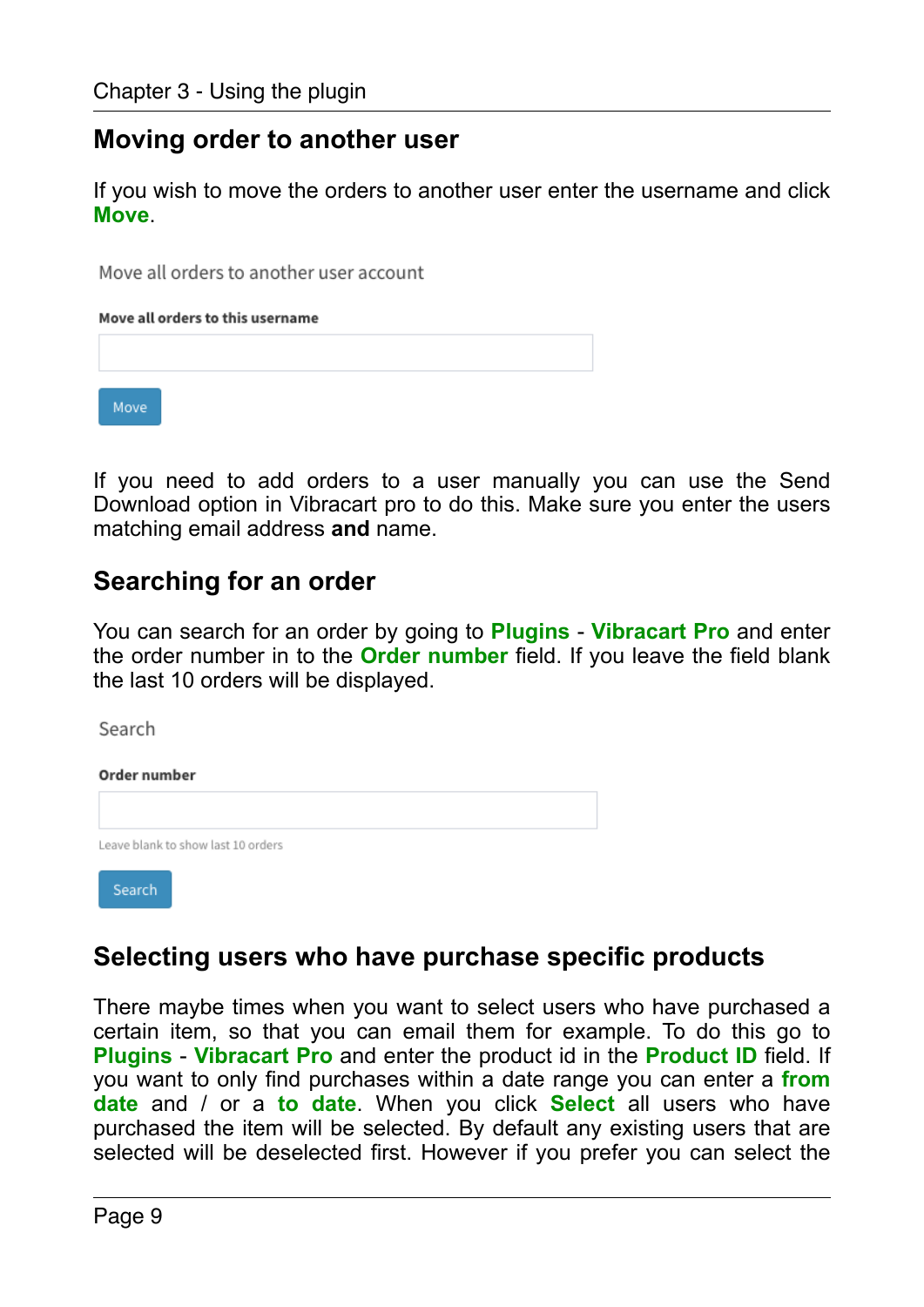## Moving order to another user

If you wish to move the orders to another user enter the username and click **Move**.

Move all orders to another user account

**Move all orders to this username**

Move

If you need to add orders to a user manually you can use the Send Download option in Vibracart pro to do this. Make sure you enter the users matching email address **and** name.

## Searching for an order

You can search for an order by going to **Plugins** - **Vibracart Pro** and enter the order number in to the **Order number** field. If you leave the field blank the last 10 orders will be displayed.

Search

**Order number**

Leave blank to show last 10 orders

Search

## Selecting users who have purchase specific products

There maybe times when you want to select users who have purchased a certain item, so that you can email them for example. To do this go to **Plugins** - **Vibracart Pro** and enter the product id in the **Product ID** field. If you want to only find purchases within a date range you can enter a **from date** and / or a **to date**. When you click **Select** all users who have purchased the item will be selected. By default any existing users that are selected will be deselected first. However if you prefer you can select the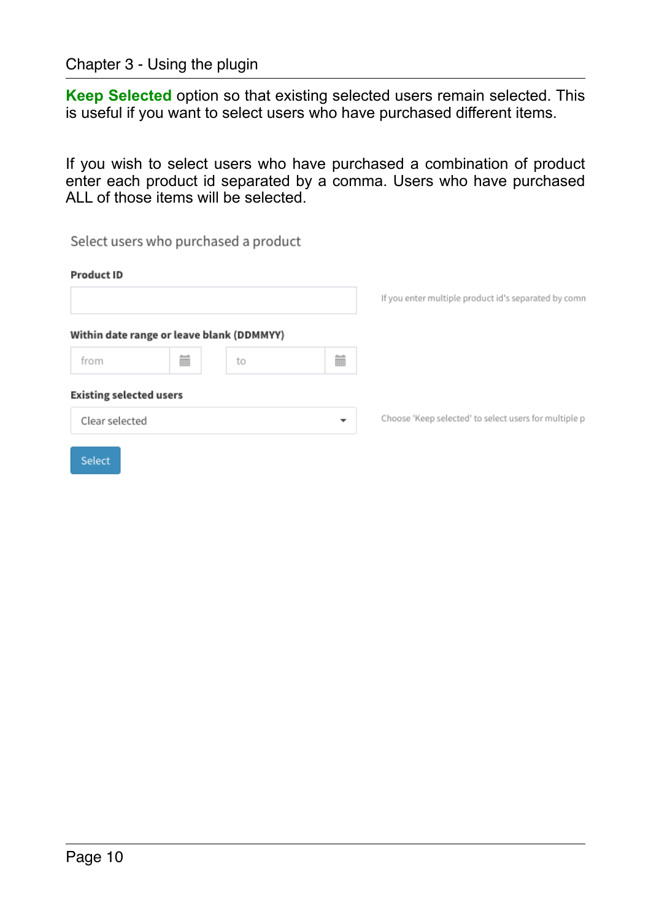**Keep Selected** option so that existing selected users remain selected. This is useful if you want to select users who have purchased different items.

If you wish to select users who have purchased a combination of product enter each product id separated by a comma. Users who have purchased ALL of those items will be selected.

Select users who purchased a product

**Product ID**

If you enter multiple product id's separated by comn

**Within date range or leave blank (DDMMYY)**

from | to

**Existing selected users**

Clear selected

Choose 'Keep selected' to select users for multiple p

Select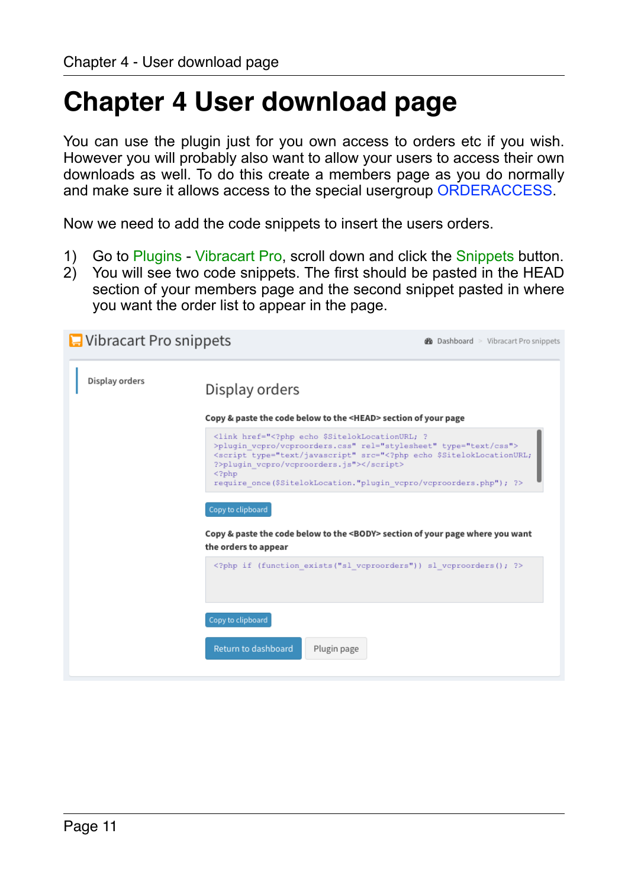# Chapter 4 User download page

You can use the plugin just for you own access to orders etc if you wish. However you will probably also want to allow your users to access their own downloads as well. To do this create a members page as you do normally and make sure it allows access to the special usergroup ORDERACCESS.

Now we need to add the code snippets to insert the users orders.

1) Go to Plugins - Vibracart Pro, scroll down and click the Snippets button.
2) You will see two code snippets. The first should be pasted in the HEAD section of your members page and the second snippet pasted in where you want the order list to appear in the page.

Vibracart Pro snippets — Dashboard > Vibracart Pro snippets

Display orders

## Display orders

**Copy & paste the code below to the <HEAD> section of your page**

```
<link href="<?php echo $SitelokLocationURL; ?>plugin_vcpro/vcproorders.css" rel="stylesheet" type="text/css">
<script type="text/javascript" src="<?php echo $SitelokLocationURL; ?>plugin_vcpro/vcproorders.js"></script>
<?php
require_once($SitelokLocation."plugin_vcpro/vcproorders.php"); ?>
```

Copy to clipboard

**Copy & paste the code below to the <BODY> section of your page where you want the orders to appear**

```
<?php if (function_exists("sl_vcproorders")) sl_vcproorders(); ?>
```

Copy to clipboard

Return to dashboard | Plugin page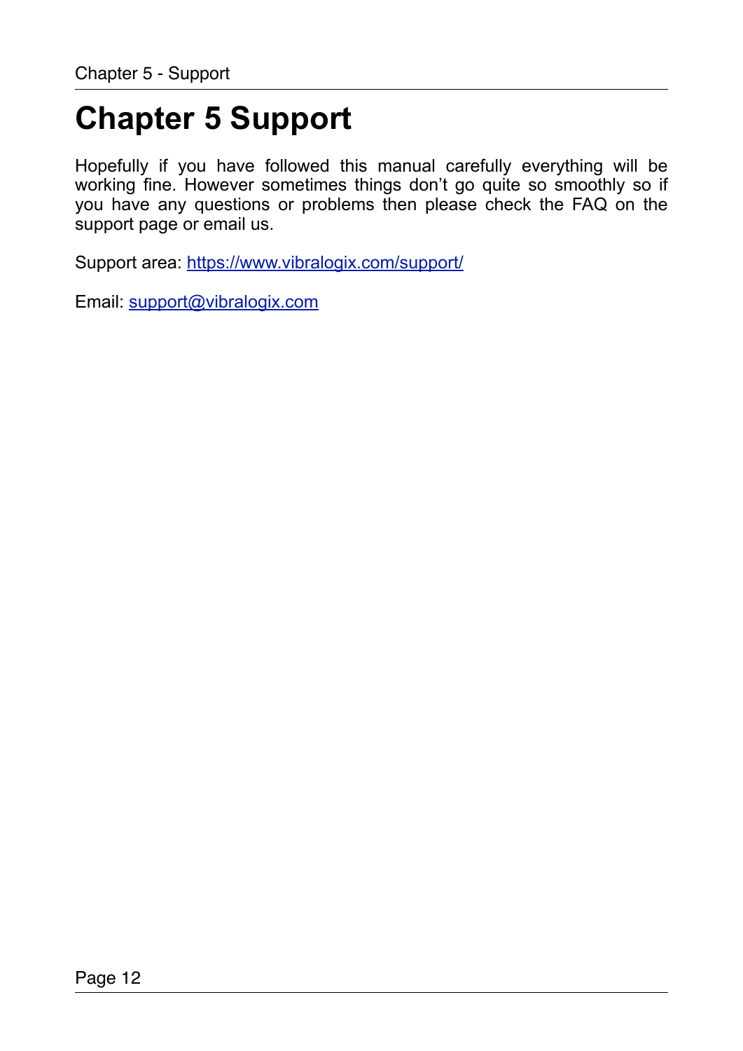# Chapter 5 Support

Hopefully if you have followed this manual carefully everything will be working fine. However sometimes things don't go quite so smoothly so if you have any questions or problems then please check the FAQ on the support page or email us.

Support area: https://www.vibralogix.com/support/

Email: support@vibralogix.com